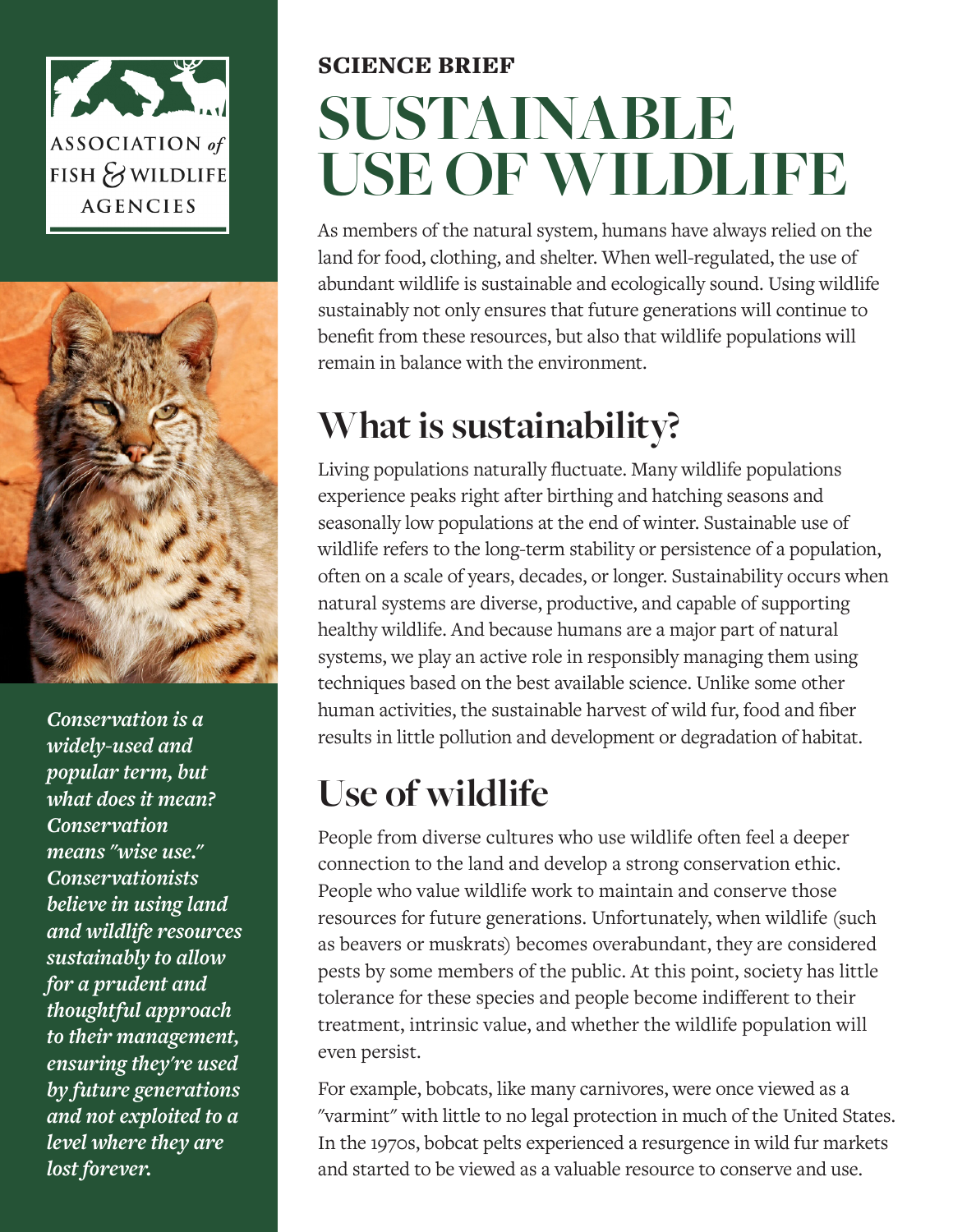ASSOCIATION *of* FISH & WILDLIFE AGENCIES

***Conservation is a widely-used and popular term, but what does it mean? Conservation means "wise use." Conservationists believe in using land and wildlife resources sustainably to allow for a prudent and thoughtful approach to their management, ensuring they're used by future generations and not exploited to a level where they are lost forever.***

**SCIENCE BRIEF**

# SUSTAINABLE USE OF WILDLIFE

As members of the natural system, humans have always relied on the land for food, clothing, and shelter. When well-regulated, the use of abundant wildlife is sustainable and ecologically sound. Using wildlife sustainably not only ensures that future generations will continue to benefit from these resources, but also that wildlife populations will remain in balance with the environment.

## What is sustainability?

Living populations naturally fluctuate. Many wildlife populations experience peaks right after birthing and hatching seasons and seasonally low populations at the end of winter. Sustainable use of wildlife refers to the long-term stability or persistence of a population, often on a scale of years, decades, or longer. Sustainability occurs when natural systems are diverse, productive, and capable of supporting healthy wildlife. And because humans are a major part of natural systems, we play an active role in responsibly managing them using techniques based on the best available science. Unlike some other human activities, the sustainable harvest of wild fur, food and fiber results in little pollution and development or degradation of habitat.

## Use of wildlife

People from diverse cultures who use wildlife often feel a deeper connection to the land and develop a strong conservation ethic. People who value wildlife work to maintain and conserve those resources for future generations. Unfortunately, when wildlife (such as beavers or muskrats) becomes overabundant, they are considered pests by some members of the public. At this point, society has little tolerance for these species and people become indifferent to their treatment, intrinsic value, and whether the wildlife population will even persist.

For example, bobcats, like many carnivores, were once viewed as a "varmint" with little to no legal protection in much of the United States. In the 1970s, bobcat pelts experienced a resurgence in wild fur markets and started to be viewed as a valuable resource to conserve and use.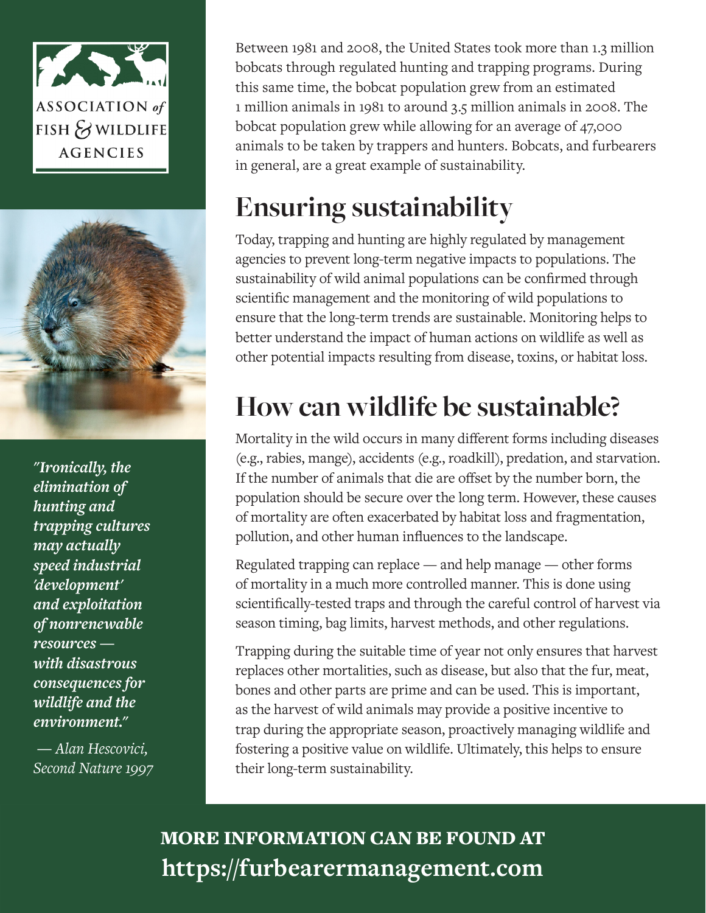ASSOCIATION *of* FISH & WILDLIFE AGENCIES

Between 1981 and 2008, the United States took more than 1.3 million bobcats through regulated hunting and trapping programs. During this same time, the bobcat population grew from an estimated 1 million animals in 1981 to around 3.5 million animals in 2008. The bobcat population grew while allowing for an average of 47,000 animals to be taken by trappers and hunters. Bobcats, and furbearers in general, are a great example of sustainability.

## Ensuring sustainability

Today, trapping and hunting are highly regulated by management agencies to prevent long-term negative impacts to populations. The sustainability of wild animal populations can be confirmed through scientific management and the monitoring of wild populations to ensure that the long-term trends are sustainable. Monitoring helps to better understand the impact of human actions on wildlife as well as other potential impacts resulting from disease, toxins, or habitat loss.

## How can wildlife be sustainable?

Mortality in the wild occurs in many different forms including diseases (e.g., rabies, mange), accidents (e.g., roadkill), predation, and starvation. If the number of animals that die are offset by the number born, the population should be secure over the long term. However, these causes of mortality are often exacerbated by habitat loss and fragmentation, pollution, and other human influences to the landscape.

Regulated trapping can replace — and help manage — other forms of mortality in a much more controlled manner. This is done using scientifically-tested traps and through the careful control of harvest via season timing, bag limits, harvest methods, and other regulations.

Trapping during the suitable time of year not only ensures that harvest replaces other mortalities, such as disease, but also that the fur, meat, bones and other parts are prime and can be used. This is important, as the harvest of wild animals may provide a positive incentive to trap during the appropriate season, proactively managing wildlife and fostering a positive value on wildlife. Ultimately, this helps to ensure their long-term sustainability.

***"Ironically, the elimination of hunting and trapping cultures may actually speed industrial 'development' and exploitation of nonrenewable resources — with disastrous consequences for wildlife and the environment."***

*— Alan Hescovici, Second Nature 1997*

**MORE INFORMATION CAN BE FOUND AT**
**https://furbearermanagement.com**